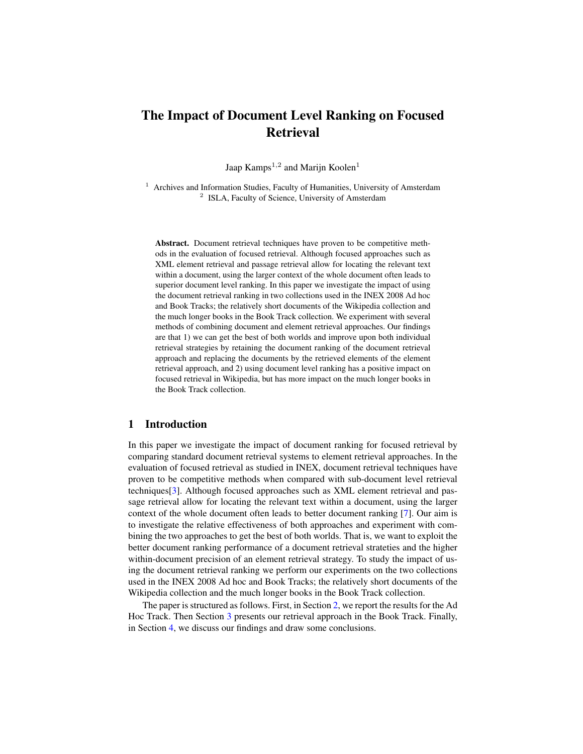# The Impact of Document Level Ranking on Focused Retrieval

Jaap Kamps[1,2] and Marijn Koolen[1]

[1] Archives and Information Studies, Faculty of Humanities, University of Amsterdam
[2] ISLA, Faculty of Science, University of Amsterdam

**Abstract.** Document retrieval techniques have proven to be competitive methods in the evaluation of focused retrieval. Although focused approaches such as XML element retrieval and passage retrieval allow for locating the relevant text within a document, using the larger context of the whole document often leads to superior document level ranking. In this paper we investigate the impact of using the document retrieval ranking in two collections used in the INEX 2008 Ad hoc and Book Tracks; the relatively short documents of the Wikipedia collection and the much longer books in the Book Track collection. We experiment with several methods of combining document and element retrieval approaches. Our findings are that 1) we can get the best of both worlds and improve upon both individual retrieval strategies by retaining the document ranking of the document retrieval approach and replacing the documents by the retrieved elements of the element retrieval approach, and 2) using document level ranking has a positive impact on focused retrieval in Wikipedia, but has more impact on the much longer books in the Book Track collection.

## 1 Introduction

In this paper we investigate the impact of document ranking for focused retrieval by comparing standard document retrieval systems to element retrieval approaches. In the evaluation of focused retrieval as studied in INEX, document retrieval techniques have proven to be competitive methods when compared with sub-document level retrieval techniques[3]. Although focused approaches such as XML element retrieval and passage retrieval allow for locating the relevant text within a document, using the larger context of the whole document often leads to better document ranking [7]. Our aim is to investigate the relative effectiveness of both approaches and experiment with combining the two approaches to get the best of both worlds. That is, we want to exploit the better document ranking performance of a document retrieval strateties and the higher within-document precision of an element retrieval strategy. To study the impact of using the document retrieval ranking we perform our experiments on the two collections used in the INEX 2008 Ad hoc and Book Tracks; the relatively short documents of the Wikipedia collection and the much longer books in the Book Track collection.

The paper is structured as follows. First, in Section 2, we report the results for the Ad Hoc Track. Then Section 3 presents our retrieval approach in the Book Track. Finally, in Section 4, we discuss our findings and draw some conclusions.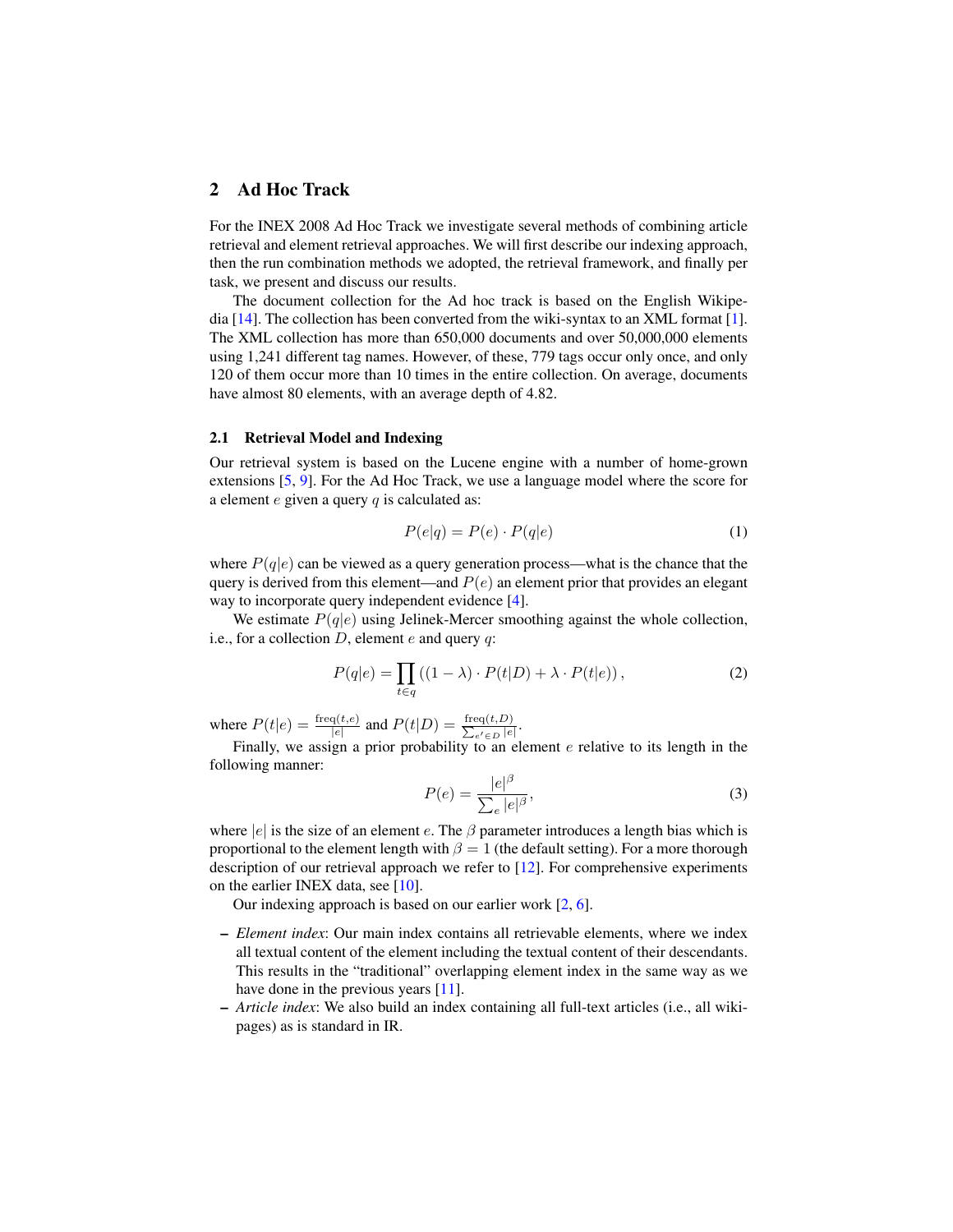## 2 Ad Hoc Track

For the INEX 2008 Ad Hoc Track we investigate several methods of combining article retrieval and element retrieval approaches. We will first describe our indexing approach, then the run combination methods we adopted, the retrieval framework, and finally per task, we present and discuss our results.

The document collection for the Ad hoc track is based on the English Wikipedia [14]. The collection has been converted from the wiki-syntax to an XML format [1]. The XML collection has more than 650,000 documents and over 50,000,000 elements using 1,241 different tag names. However, of these, 779 tags occur only once, and only 120 of them occur more than 10 times in the entire collection. On average, documents have almost 80 elements, with an average depth of 4.82.

### 2.1 Retrieval Model and Indexing

Our retrieval system is based on the Lucene engine with a number of home-grown extensions [5, 9]. For the Ad Hoc Track, we use a language model where the score for a element $e$ given a query $q$ is calculated as:

$$P(e|q) = P(e) \cdot P(q|e) \tag{1}$$

where $P(q|e)$ can be viewed as a query generation process—what is the chance that the query is derived from this element—and $P(e)$ an element prior that provides an elegant way to incorporate query independent evidence [4].

We estimate $P(q|e)$ using Jelinek-Mercer smoothing against the whole collection, i.e., for a collection $D$, element $e$ and query $q$:

$$P(q|e) = \prod_{t \in q} \left((1 - \lambda) \cdot P(t|D) + \lambda \cdot P(t|e)\right), \tag{2}$$

where $P(t|e) = \frac{\text{freq}(t,e)}{|e|}$ and $P(t|D) = \frac{\text{freq}(t,D)}{\sum_{e' \in D} |e|}$.

Finally, we assign a prior probability to an element $e$ relative to its length in the following manner:

$$P(e) = \frac{|e|^\beta}{\sum_e |e|^\beta}, \tag{3}$$

where $|e|$ is the size of an element $e$. The $\beta$ parameter introduces a length bias which is proportional to the element length with $\beta = 1$ (the default setting). For a more thorough description of our retrieval approach we refer to [12]. For comprehensive experiments on the earlier INEX data, see [10].

Our indexing approach is based on our earlier work [2, 6].

- *Element index*: Our main index contains all retrievable elements, where we index all textual content of the element including the textual content of their descendants. This results in the "traditional" overlapping element index in the same way as we have done in the previous years [11].
- *Article index*: We also build an index containing all full-text articles (i.e., all wikipages) as is standard in IR.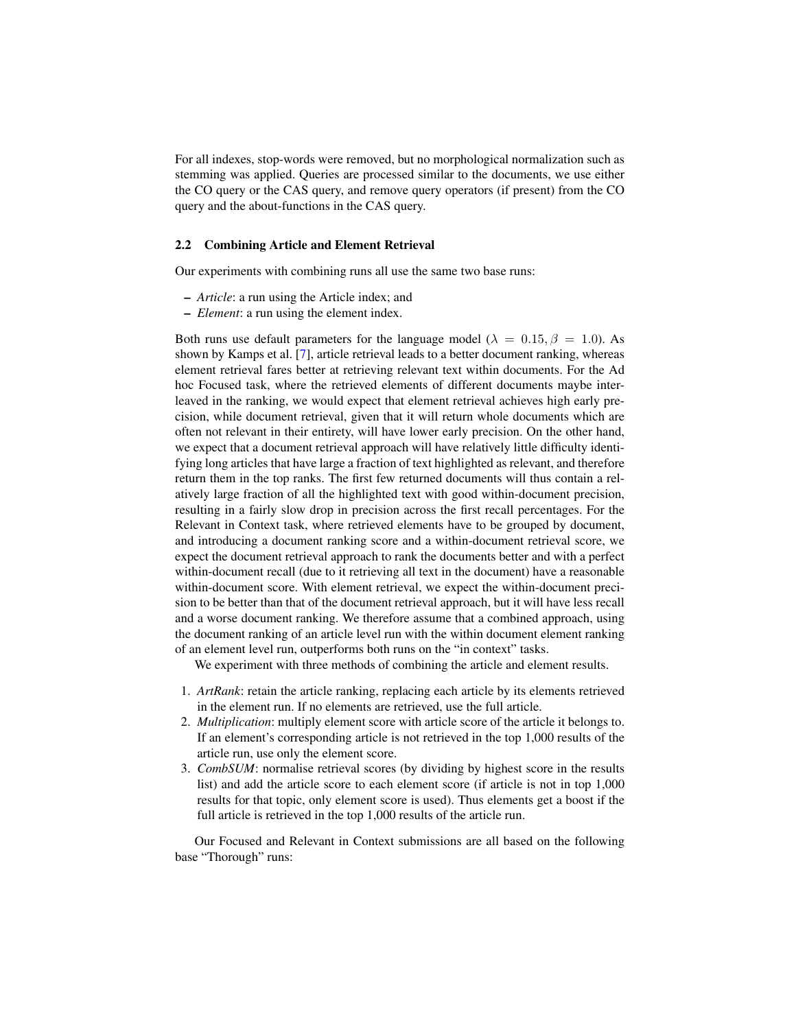For all indexes, stop-words were removed, but no morphological normalization such as stemming was applied. Queries are processed similar to the documents, we use either the CO query or the CAS query, and remove query operators (if present) from the CO query and the about-functions in the CAS query.

### 2.2 Combining Article and Element Retrieval

Our experiments with combining runs all use the same two base runs:

- *Article*: a run using the Article index; and
- *Element*: a run using the element index.

Both runs use default parameters for the language model ($\lambda = 0.15, \beta = 1.0$). As shown by Kamps et al. [7], article retrieval leads to a better document ranking, whereas element retrieval fares better at retrieving relevant text within documents. For the Ad hoc Focused task, where the retrieved elements of different documents maybe interleaved in the ranking, we would expect that element retrieval achieves high early precision, while document retrieval, given that it will return whole documents which are often not relevant in their entirety, will have lower early precision. On the other hand, we expect that a document retrieval approach will have relatively little difficulty identifying long articles that have large a fraction of text highlighted as relevant, and therefore return them in the top ranks. The first few returned documents will thus contain a relatively large fraction of all the highlighted text with good within-document precision, resulting in a fairly slow drop in precision across the first recall percentages. For the Relevant in Context task, where retrieved elements have to be grouped by document, and introducing a document ranking score and a within-document retrieval score, we expect the document retrieval approach to rank the documents better and with a perfect within-document recall (due to it retrieving all text in the document) have a reasonable within-document score. With element retrieval, we expect the within-document precision to be better than that of the document retrieval approach, but it will have less recall and a worse document ranking. We therefore assume that a combined approach, using the document ranking of an article level run with the within document element ranking of an element level run, outperforms both runs on the "in context" tasks.

We experiment with three methods of combining the article and element results.

1. *ArtRank*: retain the article ranking, replacing each article by its elements retrieved in the element run. If no elements are retrieved, use the full article.
2. *Multiplication*: multiply element score with article score of the article it belongs to. If an element's corresponding article is not retrieved in the top 1,000 results of the article run, use only the element score.
3. *CombSUM*: normalise retrieval scores (by dividing by highest score in the results list) and add the article score to each element score (if article is not in top 1,000 results for that topic, only element score is used). Thus elements get a boost if the full article is retrieved in the top 1,000 results of the article run.

Our Focused and Relevant in Context submissions are all based on the following base "Thorough" runs: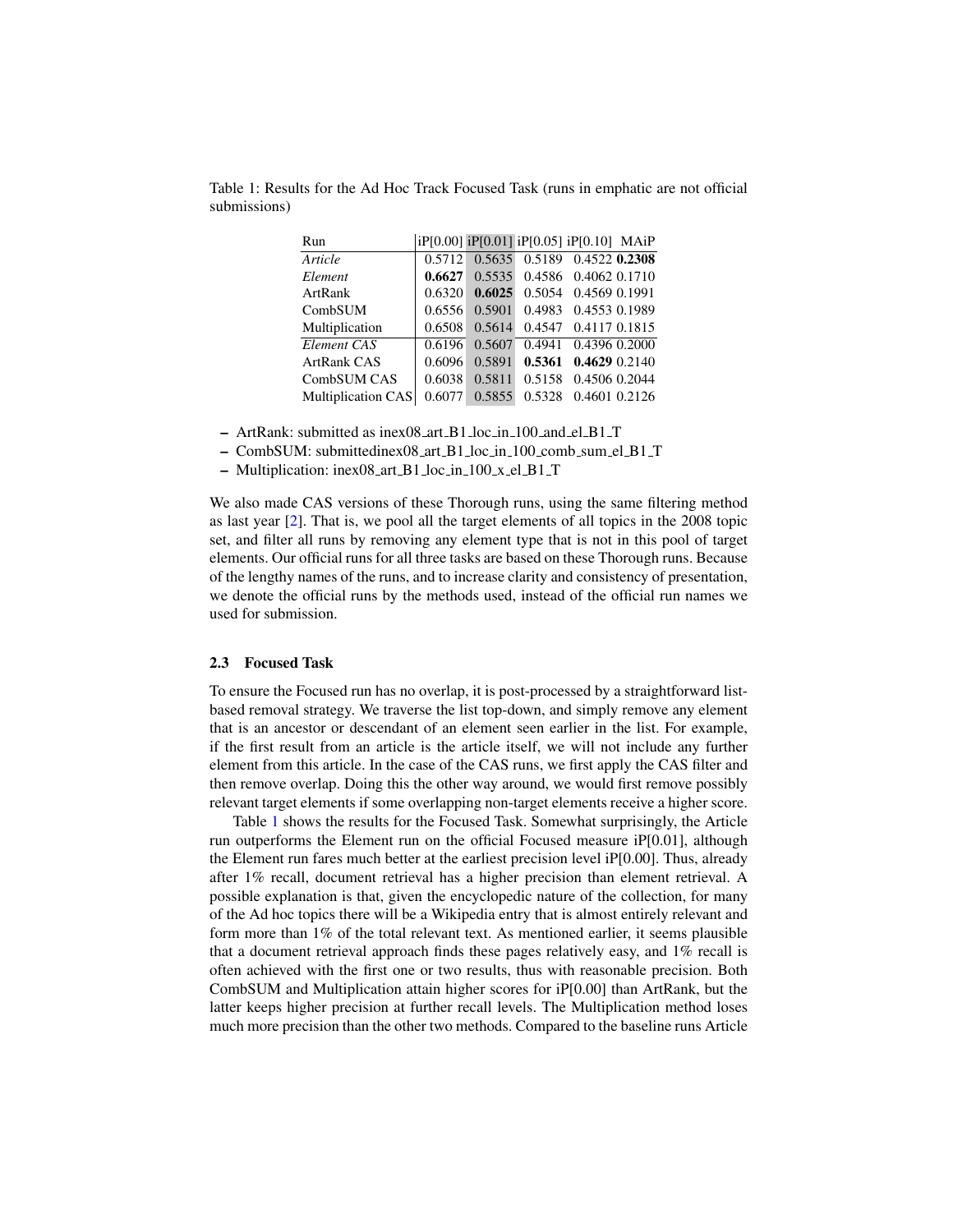Table 1: Results for the Ad Hoc Track Focused Task (runs in emphatic are not official submissions)

| Run | iP[0.00] | iP[0.01] | iP[0.05] | iP[0.10] | MAiP |
|---|---|---|---|---|---|
| *Article* | 0.5712 | 0.5635 | 0.5189 | 0.4522 | **0.2308** |
| *Element* | **0.6627** | 0.5535 | 0.4586 | 0.4062 | 0.1710 |
| ArtRank | 0.6320 | **0.6025** | 0.5054 | 0.4569 | 0.1991 |
| CombSUM | 0.6556 | 0.5901 | 0.4983 | 0.4553 | 0.1989 |
| Multiplication | 0.6508 | 0.5614 | 0.4547 | 0.4117 | 0.1815 |
| *Element CAS* | 0.6196 | 0.5607 | 0.4941 | 0.4396 | 0.2000 |
| ArtRank CAS | 0.6096 | 0.5891 | **0.5361** | **0.4629** | 0.2140 |
| CombSUM CAS | 0.6038 | 0.5811 | 0.5158 | 0.4506 | 0.2044 |
| Multiplication CAS | 0.6077 | 0.5855 | 0.5328 | 0.4601 | 0.2126 |

- ArtRank: submitted as inex08_art_B1_loc_in_100_and_el_B1_T
- CombSUM: submittedinex08_art_B1_loc_in_100_comb_sum_el_B1_T
- Multiplication: inex08_art_B1_loc_in_100_x_el_B1_T

We also made CAS versions of these Thorough runs, using the same filtering method as last year [2]. That is, we pool all the target elements of all topics in the 2008 topic set, and filter all runs by removing any element type that is not in this pool of target elements. Our official runs for all three tasks are based on these Thorough runs. Because of the lengthy names of the runs, and to increase clarity and consistency of presentation, we denote the official runs by the methods used, instead of the official run names we used for submission.

### 2.3 Focused Task

To ensure the Focused run has no overlap, it is post-processed by a straightforward list-based removal strategy. We traverse the list top-down, and simply remove any element that is an ancestor or descendant of an element seen earlier in the list. For example, if the first result from an article is the article itself, we will not include any further element from this article. In the case of the CAS runs, we first apply the CAS filter and then remove overlap. Doing this the other way around, we would first remove possibly relevant target elements if some overlapping non-target elements receive a higher score.

Table 1 shows the results for the Focused Task. Somewhat surprisingly, the Article run outperforms the Element run on the official Focused measure iP[0.01], although the Element run fares much better at the earliest precision level iP[0.00]. Thus, already after 1% recall, document retrieval has a higher precision than element retrieval. A possible explanation is that, given the encyclopedic nature of the collection, for many of the Ad hoc topics there will be a Wikipedia entry that is almost entirely relevant and form more than 1% of the total relevant text. As mentioned earlier, it seems plausible that a document retrieval approach finds these pages relatively easy, and 1% recall is often achieved with the first one or two results, thus with reasonable precision. Both CombSUM and Multiplication attain higher scores for iP[0.00] than ArtRank, but the latter keeps higher precision at further recall levels. The Multiplication method loses much more precision than the other two methods. Compared to the baseline runs Article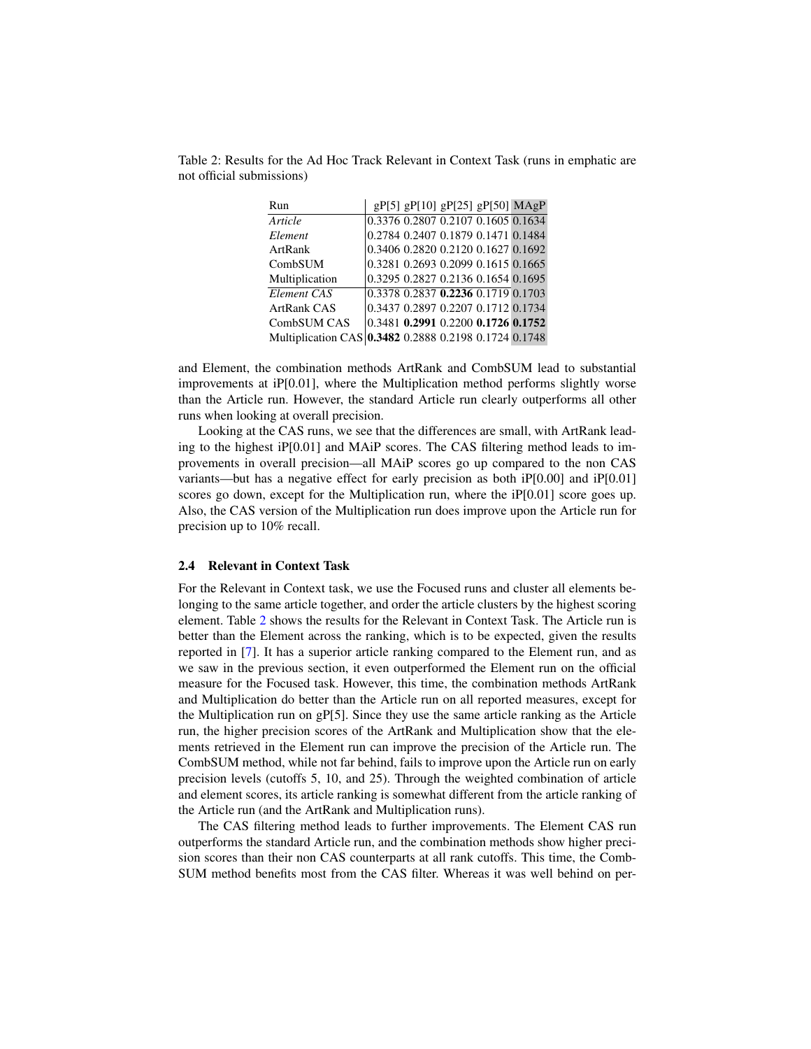Table 2: Results for the Ad Hoc Track Relevant in Context Task (runs in emphatic are not official submissions)

| Run | gP[5] | gP[10] | gP[25] | gP[50] | MAgP |
|---|---|---|---|---|---|
| *Article* | 0.3376 | 0.2807 | 0.2107 | 0.1605 | 0.1634 |
| *Element* | 0.2784 | 0.2407 | 0.1879 | 0.1471 | 0.1484 |
| ArtRank | 0.3406 | 0.2820 | 0.2120 | 0.1627 | 0.1692 |
| CombSUM | 0.3281 | 0.2693 | 0.2099 | 0.1615 | 0.1665 |
| Multiplication | 0.3295 | 0.2827 | 0.2136 | 0.1654 | 0.1695 |
| *Element CAS* | 0.3378 | 0.2837 | **0.2236** | 0.1719 | 0.1703 |
| ArtRank CAS | 0.3437 | 0.2897 | 0.2207 | 0.1712 | 0.1734 |
| CombSUM CAS | 0.3481 | **0.2991** | 0.2200 | **0.1726** | **0.1752** |
| Multiplication CAS | **0.3482** | 0.2888 | 0.2198 | 0.1724 | 0.1748 |

and Element, the combination methods ArtRank and CombSUM lead to substantial improvements at iP[0.01], where the Multiplication method performs slightly worse than the Article run. However, the standard Article run clearly outperforms all other runs when looking at overall precision.

Looking at the CAS runs, we see that the differences are small, with ArtRank leading to the highest iP[0.01] and MAiP scores. The CAS filtering method leads to improvements in overall precision—all MAiP scores go up compared to the non CAS variants—but has a negative effect for early precision as both iP[0.00] and iP[0.01] scores go down, except for the Multiplication run, where the iP[0.01] score goes up. Also, the CAS version of the Multiplication run does improve upon the Article run for precision up to 10% recall.

### 2.4 Relevant in Context Task

For the Relevant in Context task, we use the Focused runs and cluster all elements belonging to the same article together, and order the article clusters by the highest scoring element. Table 2 shows the results for the Relevant in Context Task. The Article run is better than the Element across the ranking, which is to be expected, given the results reported in [7]. It has a superior article ranking compared to the Element run, and as we saw in the previous section, it even outperformed the Element run on the official measure for the Focused task. However, this time, the combination methods ArtRank and Multiplication do better than the Article run on all reported measures, except for the Multiplication run on gP[5]. Since they use the same article ranking as the Article run, the higher precision scores of the ArtRank and Multiplication show that the elements retrieved in the Element run can improve the precision of the Article run. The CombSUM method, while not far behind, fails to improve upon the Article run on early precision levels (cutoffs 5, 10, and 25). Through the weighted combination of article and element scores, its article ranking is somewhat different from the article ranking of the Article run (and the ArtRank and Multiplication runs).

The CAS filtering method leads to further improvements. The Element CAS run outperforms the standard Article run, and the combination methods show higher precision scores than their non CAS counterparts at all rank cutoffs. This time, the CombSUM method benefits most from the CAS filter. Whereas it was well behind on per-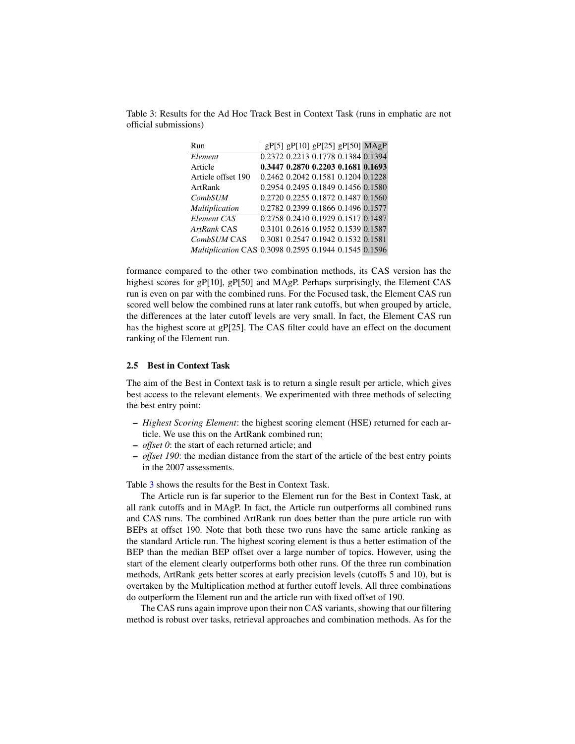Table 3: Results for the Ad Hoc Track Best in Context Task (runs in emphatic are not official submissions)

| Run | gP[5] | gP[10] | gP[25] | gP[50] | MAgP |
| --- | --- | --- | --- | --- | --- |
| *Element* | 0.2372 | 0.2213 | 0.1778 | 0.1384 | 0.1394 |
| Article | **0.3447** | **0.2870** | **0.2203** | **0.1681** | **0.1693** |
| Article offset 190 | 0.2462 | 0.2042 | 0.1581 | 0.1204 | 0.1228 |
| ArtRank | 0.2954 | 0.2495 | 0.1849 | 0.1456 | 0.1580 |
| *CombSUM* | 0.2720 | 0.2255 | 0.1872 | 0.1487 | 0.1560 |
| *Multiplication* | 0.2782 | 0.2399 | 0.1866 | 0.1496 | 0.1577 |
| *Element CAS* | 0.2758 | 0.2410 | 0.1929 | 0.1517 | 0.1487 |
| *ArtRank* CAS | 0.3101 | 0.2616 | 0.1952 | 0.1539 | 0.1587 |
| *CombSUM* CAS | 0.3081 | 0.2547 | 0.1942 | 0.1532 | 0.1581 |
| *Multiplication* CAS | 0.3098 | 0.2595 | 0.1944 | 0.1545 | 0.1596 |

formance compared to the other two combination methods, its CAS version has the highest scores for gP[10], gP[50] and MAgP. Perhaps surprisingly, the Element CAS run is even on par with the combined runs. For the Focused task, the Element CAS run scored well below the combined runs at later rank cutoffs, but when grouped by article, the differences at the later cutoff levels are very small. In fact, the Element CAS run has the highest score at gP[25]. The CAS filter could have an effect on the document ranking of the Element run.

### 2.5 Best in Context Task

The aim of the Best in Context task is to return a single result per article, which gives best access to the relevant elements. We experimented with three methods of selecting the best entry point:

- *Highest Scoring Element*: the highest scoring element (HSE) returned for each article. We use this on the ArtRank combined run;
- *offset 0*: the start of each returned article; and
- *offset 190*: the median distance from the start of the article of the best entry points in the 2007 assessments.

Table 3 shows the results for the Best in Context Task.

The Article run is far superior to the Element run for the Best in Context Task, at all rank cutoffs and in MAgP. In fact, the Article run outperforms all combined runs and CAS runs. The combined ArtRank run does better than the pure article run with BEPs at offset 190. Note that both these two runs have the same article ranking as the standard Article run. The highest scoring element is thus a better estimation of the BEP than the median BEP offset over a large number of topics. However, using the start of the element clearly outperforms both other runs. Of the three run combination methods, ArtRank gets better scores at early precision levels (cutoffs 5 and 10), but is overtaken by the Multiplication method at further cutoff levels. All three combinations do outperform the Element run and the article run with fixed offset of 190.

The CAS runs again improve upon their non CAS variants, showing that our filtering method is robust over tasks, retrieval approaches and combination methods. As for the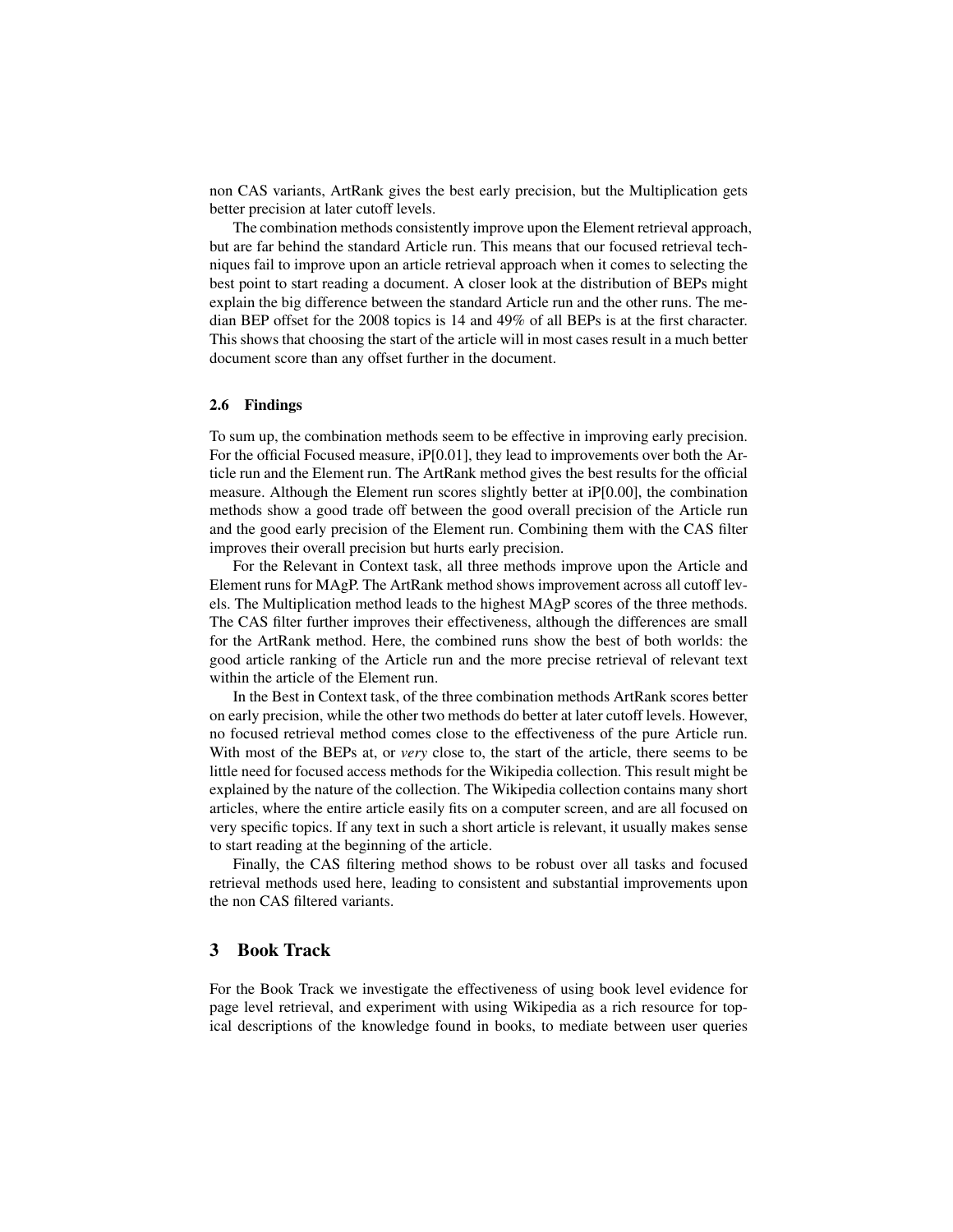non CAS variants, ArtRank gives the best early precision, but the Multiplication gets better precision at later cutoff levels.

The combination methods consistently improve upon the Element retrieval approach, but are far behind the standard Article run. This means that our focused retrieval techniques fail to improve upon an article retrieval approach when it comes to selecting the best point to start reading a document. A closer look at the distribution of BEPs might explain the big difference between the standard Article run and the other runs. The median BEP offset for the 2008 topics is 14 and 49% of all BEPs is at the first character. This shows that choosing the start of the article will in most cases result in a much better document score than any offset further in the document.

### 2.6 Findings

To sum up, the combination methods seem to be effective in improving early precision. For the official Focused measure, iP[0.01], they lead to improvements over both the Article run and the Element run. The ArtRank method gives the best results for the official measure. Although the Element run scores slightly better at iP[0.00], the combination methods show a good trade off between the good overall precision of the Article run and the good early precision of the Element run. Combining them with the CAS filter improves their overall precision but hurts early precision.

For the Relevant in Context task, all three methods improve upon the Article and Element runs for MAgP. The ArtRank method shows improvement across all cutoff levels. The Multiplication method leads to the highest MAgP scores of the three methods. The CAS filter further improves their effectiveness, although the differences are small for the ArtRank method. Here, the combined runs show the best of both worlds: the good article ranking of the Article run and the more precise retrieval of relevant text within the article of the Element run.

In the Best in Context task, of the three combination methods ArtRank scores better on early precision, while the other two methods do better at later cutoff levels. However, no focused retrieval method comes close to the effectiveness of the pure Article run. With most of the BEPs at, or *very* close to, the start of the article, there seems to be little need for focused access methods for the Wikipedia collection. This result might be explained by the nature of the collection. The Wikipedia collection contains many short articles, where the entire article easily fits on a computer screen, and are all focused on very specific topics. If any text in such a short article is relevant, it usually makes sense to start reading at the beginning of the article.

Finally, the CAS filtering method shows to be robust over all tasks and focused retrieval methods used here, leading to consistent and substantial improvements upon the non CAS filtered variants.

## 3 Book Track

For the Book Track we investigate the effectiveness of using book level evidence for page level retrieval, and experiment with using Wikipedia as a rich resource for topical descriptions of the knowledge found in books, to mediate between user queries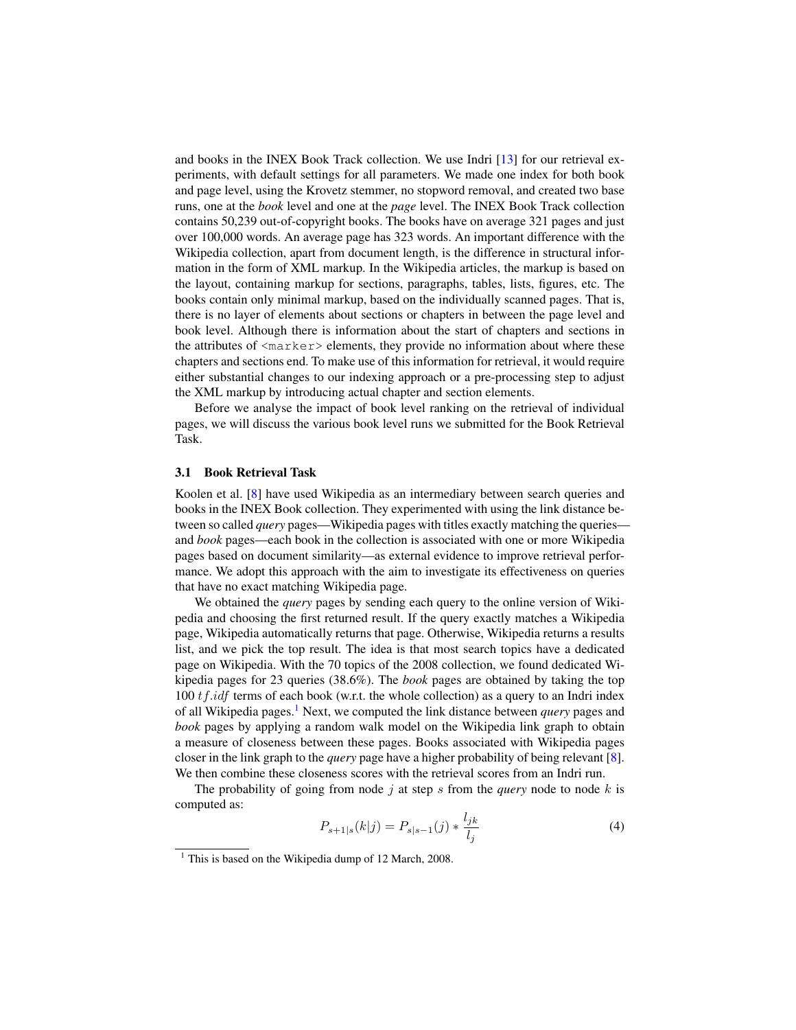and books in the INEX Book Track collection. We use Indri [13] for our retrieval experiments, with default settings for all parameters. We made one index for both book and page level, using the Krovetz stemmer, no stopword removal, and created two base runs, one at the *book* level and one at the *page* level. The INEX Book Track collection contains 50,239 out-of-copyright books. The books have on average 321 pages and just over 100,000 words. An average page has 323 words. An important difference with the Wikipedia collection, apart from document length, is the difference in structural information in the form of XML markup. In the Wikipedia articles, the markup is based on the layout, containing markup for sections, paragraphs, tables, lists, figures, etc. The books contain only minimal markup, based on the individually scanned pages. That is, there is no layer of elements about sections or chapters in between the page level and book level. Although there is information about the start of chapters and sections in the attributes of `<marker>` elements, they provide no information about where these chapters and sections end. To make use of this information for retrieval, it would require either substantial changes to our indexing approach or a pre-processing step to adjust the XML markup by introducing actual chapter and section elements.

Before we analyse the impact of book level ranking on the retrieval of individual pages, we will discuss the various book level runs we submitted for the Book Retrieval Task.

### 3.1 Book Retrieval Task

Koolen et al. [8] have used Wikipedia as an intermediary between search queries and books in the INEX Book collection. They experimented with using the link distance between so called *query* pages—Wikipedia pages with titles exactly matching the queries—and *book* pages—each book in the collection is associated with one or more Wikipedia pages based on document similarity—as external evidence to improve retrieval performance. We adopt this approach with the aim to investigate its effectiveness on queries that have no exact matching Wikipedia page.

We obtained the *query* pages by sending each query to the online version of Wikipedia and choosing the first returned result. If the query exactly matches a Wikipedia page, Wikipedia automatically returns that page. Otherwise, Wikipedia returns a results list, and we pick the top result. The idea is that most search topics have a dedicated page on Wikipedia. With the 70 topics of the 2008 collection, we found dedicated Wikipedia pages for 23 queries (38.6%). The *book* pages are obtained by taking the top 100 $tf.idf$ terms of each book (w.r.t. the whole collection) as a query to an Indri index of all Wikipedia pages.[1] Next, we computed the link distance between *query* pages and *book* pages by applying a random walk model on the Wikipedia link graph to obtain a measure of closeness between these pages. Books associated with Wikipedia pages closer in the link graph to the *query* page have a higher probability of being relevant [8]. We then combine these closeness scores with the retrieval scores from an Indri run.

The probability of going from node $j$ at step $s$ from the *query* node to node $k$ is computed as:

$$P_{s+1|s}(k|j) = P_{s|s-1}(j) * \frac{l_{jk}}{l_j} \tag{4}$$

[1] This is based on the Wikipedia dump of 12 March, 2008.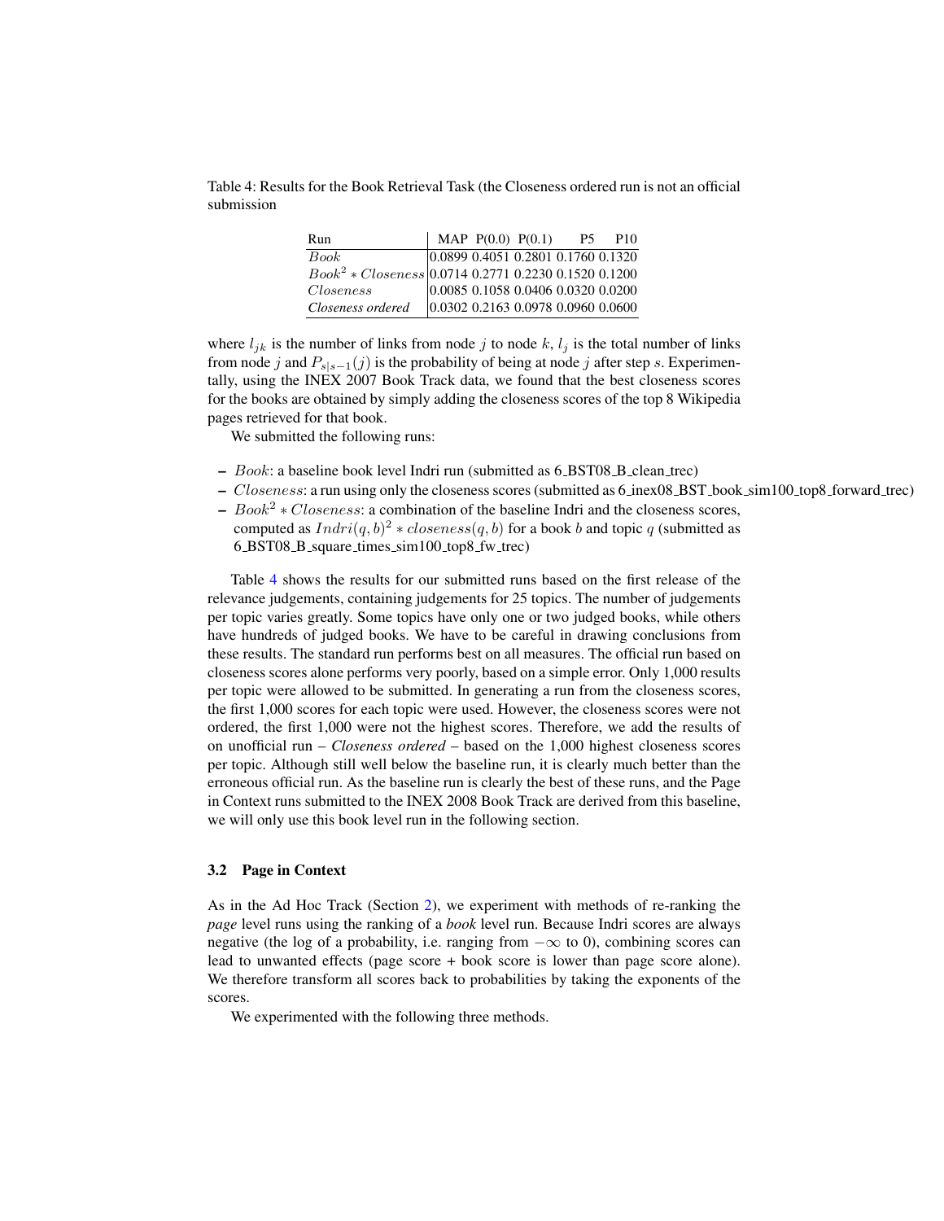Table 4: Results for the Book Retrieval Task (the Closeness ordered run is not an official submission

| Run | MAP | P(0.0) | P(0.1) | P5 | P10 |
|---|---|---|---|---|---|
| $Book$ | 0.0899 | 0.4051 | 0.2801 | 0.1760 | 0.1320 |
| $Book^2 * Closeness$ | 0.0714 | 0.2771 | 0.2230 | 0.1520 | 0.1200 |
| $Closeness$ | 0.0085 | 0.1058 | 0.0406 | 0.0320 | 0.0200 |
| *Closeness ordered* | 0.0302 | 0.2163 | 0.0978 | 0.0960 | 0.0600 |

where $l_{jk}$ is the number of links from node $j$ to node $k$, $l_j$ is the total number of links from node $j$ and $P_{s|s-1}(j)$ is the probability of being at node $j$ after step $s$. Experimentally, using the INEX 2007 Book Track data, we found that the best closeness scores for the books are obtained by simply adding the closeness scores of the top 8 Wikipedia pages retrieved for that book.

We submitted the following runs:

- $Book$: a baseline book level Indri run (submitted as 6_BST08_B_clean_trec)
- $Closeness$: a run using only the closeness scores (submitted as 6_inex08_BST_book_sim100_top8_forward_trec)
- $Book^2 * Closeness$: a combination of the baseline Indri and the closeness scores, computed as $Indri(q, b)^2 * closeness(q, b)$ for a book $b$ and topic $q$ (submitted as 6_BST08_B_square_times_sim100_top8_fw_trec)

Table 4 shows the results for our submitted runs based on the first release of the relevance judgements, containing judgements for 25 topics. The number of judgements per topic varies greatly. Some topics have only one or two judged books, while others have hundreds of judged books. We have to be careful in drawing conclusions from these results. The standard run performs best on all measures. The official run based on closeness scores alone performs very poorly, based on a simple error. Only 1,000 results per topic were allowed to be submitted. In generating a run from the closeness scores, the first 1,000 scores for each topic were used. However, the closeness scores were not ordered, the first 1,000 were not the highest scores. Therefore, we add the results of on unofficial run – *Closeness ordered* – based on the 1,000 highest closeness scores per topic. Although still well below the baseline run, it is clearly much better than the erroneous official run. As the baseline run is clearly the best of these runs, and the Page in Context runs submitted to the INEX 2008 Book Track are derived from this baseline, we will only use this book level run in the following section.

### 3.2 Page in Context

As in the Ad Hoc Track (Section 2), we experiment with methods of re-ranking the *page* level runs using the ranking of a *book* level run. Because Indri scores are always negative (the log of a probability, i.e. ranging from $-\infty$ to 0), combining scores can lead to unwanted effects (page score + book score is lower than page score alone). We therefore transform all scores back to probabilities by taking the exponents of the scores.

We experimented with the following three methods.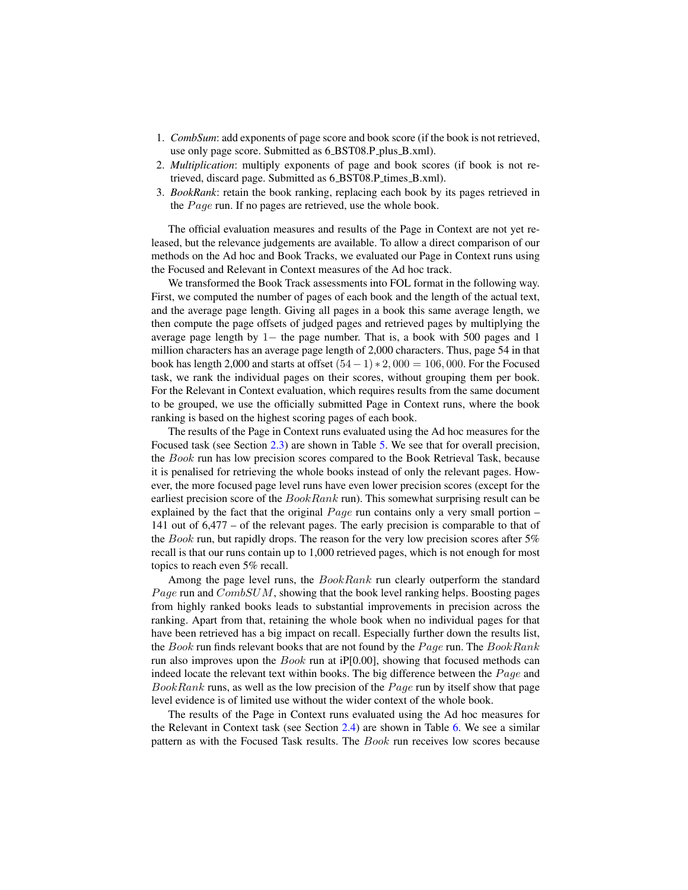1. *CombSum*: add exponents of page score and book score (if the book is not retrieved, use only page score. Submitted as 6_BST08.P_plus_B.xml).
2. *Multiplication*: multiply exponents of page and book scores (if book is not retrieved, discard page. Submitted as 6_BST08.P_times_B.xml).
3. *BookRank*: retain the book ranking, replacing each book by its pages retrieved in the $Page$ run. If no pages are retrieved, use the whole book.

The official evaluation measures and results of the Page in Context are not yet released, but the relevance judgements are available. To allow a direct comparison of our methods on the Ad hoc and Book Tracks, we evaluated our Page in Context runs using the Focused and Relevant in Context measures of the Ad hoc track.

We transformed the Book Track assessments into FOL format in the following way. First, we computed the number of pages of each book and the length of the actual text, and the average page length. Giving all pages in a book this same average length, we then compute the page offsets of judged pages and retrieved pages by multiplying the average page length by $1-$ the page number. That is, a book with 500 pages and 1 million characters has an average page length of 2,000 characters. Thus, page 54 in that book has length 2,000 and starts at offset $(54-1)*2,000 = 106,000$. For the Focused task, we rank the individual pages on their scores, without grouping them per book. For the Relevant in Context evaluation, which requires results from the same document to be grouped, we use the officially submitted Page in Context runs, where the book ranking is based on the highest scoring pages of each book.

The results of the Page in Context runs evaluated using the Ad hoc measures for the Focused task (see Section 2.3) are shown in Table 5. We see that for overall precision, the $Book$ run has low precision scores compared to the Book Retrieval Task, because it is penalised for retrieving the whole books instead of only the relevant pages. However, the more focused page level runs have even lower precision scores (except for the earliest precision score of the $BookRank$ run). This somewhat surprising result can be explained by the fact that the original $Page$ run contains only a very small portion – 141 out of 6,477 – of the relevant pages. The early precision is comparable to that of the $Book$ run, but rapidly drops. The reason for the very low precision scores after 5% recall is that our runs contain up to 1,000 retrieved pages, which is not enough for most topics to reach even 5% recall.

Among the page level runs, the $BookRank$ run clearly outperform the standard $Page$ run and $CombSUM$, showing that the book level ranking helps. Boosting pages from highly ranked books leads to substantial improvements in precision across the ranking. Apart from that, retaining the whole book when no individual pages for that have been retrieved has a big impact on recall. Especially further down the results list, the $Book$ run finds relevant books that are not found by the $Page$ run. The $BookRank$ run also improves upon the $Book$ run at iP[0.00], showing that focused methods can indeed locate the relevant text within books. The big difference between the $Page$ and $BookRank$ runs, as well as the low precision of the $Page$ run by itself show that page level evidence is of limited use without the wider context of the whole book.

The results of the Page in Context runs evaluated using the Ad hoc measures for the Relevant in Context task (see Section 2.4) are shown in Table 6. We see a similar pattern as with the Focused Task results. The $Book$ run receives low scores because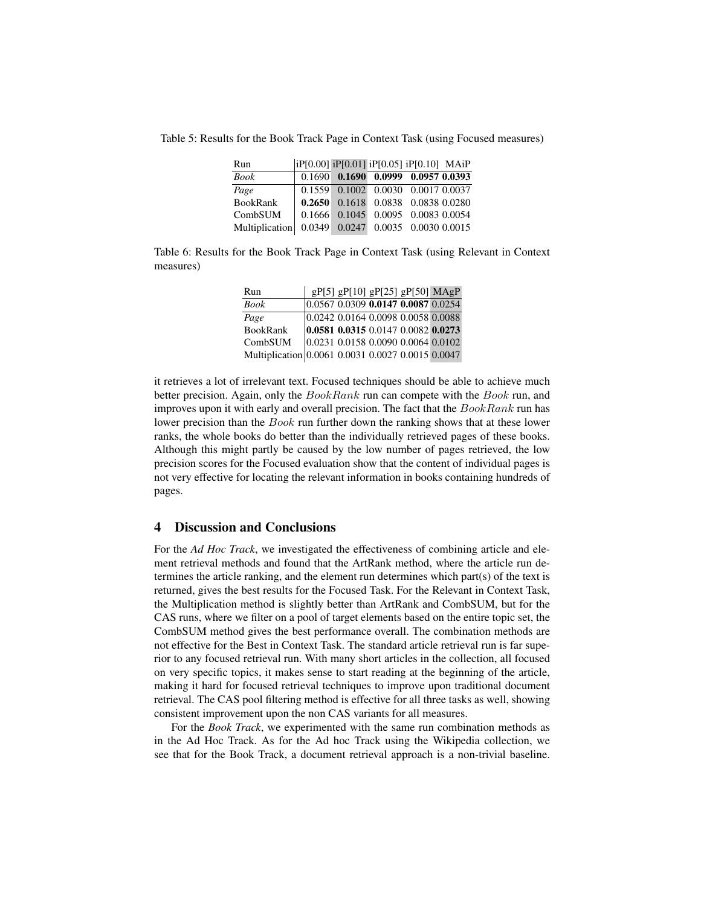Table 5: Results for the Book Track Page in Context Task (using Focused measures)

| Run | iP[0.00] | iP[0.01] | iP[0.05] | iP[0.10] | MAiP |
|---|---|---|---|---|---|
| *Book* | 0.1690 | **0.1690** | **0.0999** | **0.0957** | **0.0393** |
| *Page* | 0.1559 | 0.1002 | 0.0030 | 0.0017 | 0.0037 |
| BookRank | **0.2650** | 0.1618 | 0.0838 | 0.0838 | 0.0280 |
| CombSUM | 0.1666 | 0.1045 | 0.0095 | 0.0083 | 0.0054 |
| Multiplication | 0.0349 | 0.0247 | 0.0035 | 0.0030 | 0.0015 |

Table 6: Results for the Book Track Page in Context Task (using Relevant in Context measures)

| Run | gP[5] | gP[10] | gP[25] | gP[50] | MAgP |
|---|---|---|---|---|---|
| *Book* | 0.0567 | 0.0309 | **0.0147** | **0.0087** | 0.0254 |
| *Page* | 0.0242 | 0.0164 | 0.0098 | 0.0058 | 0.0088 |
| BookRank | **0.0581** | **0.0315** | 0.0147 | 0.0082 | **0.0273** |
| CombSUM | 0.0231 | 0.0158 | 0.0090 | 0.0064 | 0.0102 |
| Multiplication | 0.0061 | 0.0031 | 0.0027 | 0.0015 | 0.0047 |

it retrieves a lot of irrelevant text. Focused techniques should be able to achieve much better precision. Again, only the *BookRank* run can compete with the *Book* run, and improves upon it with early and overall precision. The fact that the *BookRank* run has lower precision than the *Book* run further down the ranking shows that at these lower ranks, the whole books do better than the individually retrieved pages of these books. Although this might partly be caused by the low number of pages retrieved, the low precision scores for the Focused evaluation show that the content of individual pages is not very effective for locating the relevant information in books containing hundreds of pages.

## 4 Discussion and Conclusions

For the *Ad Hoc Track*, we investigated the effectiveness of combining article and element retrieval methods and found that the ArtRank method, where the article run determines the article ranking, and the element run determines which part(s) of the text is returned, gives the best results for the Focused Task. For the Relevant in Context Task, the Multiplication method is slightly better than ArtRank and CombSUM, but for the CAS runs, where we filter on a pool of target elements based on the entire topic set, the CombSUM method gives the best performance overall. The combination methods are not effective for the Best in Context Task. The standard article retrieval run is far superior to any focused retrieval run. With many short articles in the collection, all focused on very specific topics, it makes sense to start reading at the beginning of the article, making it hard for focused retrieval techniques to improve upon traditional document retrieval. The CAS pool filtering method is effective for all three tasks as well, showing consistent improvement upon the non CAS variants for all measures.

For the *Book Track*, we experimented with the same run combination methods as in the Ad Hoc Track. As for the Ad hoc Track using the Wikipedia collection, we see that for the Book Track, a document retrieval approach is a non-trivial baseline.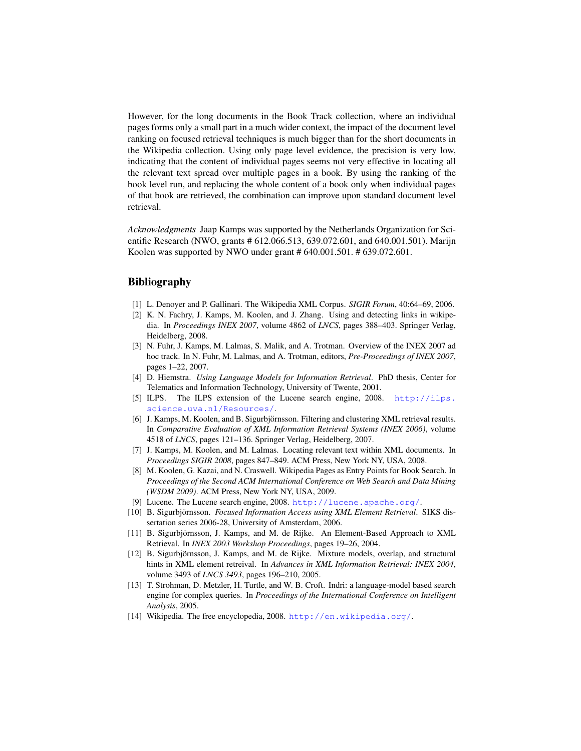However, for the long documents in the Book Track collection, where an individual pages forms only a small part in a much wider context, the impact of the document level ranking on focused retrieval techniques is much bigger than for the short documents in the Wikipedia collection. Using only page level evidence, the precision is very low, indicating that the content of individual pages seems not very effective in locating all the relevant text spread over multiple pages in a book. By using the ranking of the book level run, and replacing the whole content of a book only when individual pages of that book are retrieved, the combination can improve upon standard document level retrieval.

*Acknowledgments* Jaap Kamps was supported by the Netherlands Organization for Scientific Research (NWO, grants # 612.066.513, 639.072.601, and 640.001.501). Marijn Koolen was supported by NWO under grant # 640.001.501. # 639.072.601.

## Bibliography

[1] L. Denoyer and P. Gallinari. The Wikipedia XML Corpus. *SIGIR Forum*, 40:64–69, 2006.

[2] K. N. Fachry, J. Kamps, M. Koolen, and J. Zhang. Using and detecting links in wikipedia. In *Proceedings INEX 2007*, volume 4862 of *LNCS*, pages 388–403. Springer Verlag, Heidelberg, 2008.

[3] N. Fuhr, J. Kamps, M. Lalmas, S. Malik, and A. Trotman. Overview of the INEX 2007 ad hoc track. In N. Fuhr, M. Lalmas, and A. Trotman, editors, *Pre-Proceedings of INEX 2007*, pages 1–22, 2007.

[4] D. Hiemstra. *Using Language Models for Information Retrieval*. PhD thesis, Center for Telematics and Information Technology, University of Twente, 2001.

[5] ILPS. The ILPS extension of the Lucene search engine, 2008. http://ilps.science.uva.nl/Resources/.

[6] J. Kamps, M. Koolen, and B. Sigurbjörnsson. Filtering and clustering XML retrieval results. In *Comparative Evaluation of XML Information Retrieval Systems (INEX 2006)*, volume 4518 of *LNCS*, pages 121–136. Springer Verlag, Heidelberg, 2007.

[7] J. Kamps, M. Koolen, and M. Lalmas. Locating relevant text within XML documents. In *Proceedings SIGIR 2008*, pages 847–849. ACM Press, New York NY, USA, 2008.

[8] M. Koolen, G. Kazai, and N. Craswell. Wikipedia Pages as Entry Points for Book Search. In *Proceedings of the Second ACM International Conference on Web Search and Data Mining (WSDM 2009)*. ACM Press, New York NY, USA, 2009.

[9] Lucene. The Lucene search engine, 2008. http://lucene.apache.org/.

[10] B. Sigurbjörnsson. *Focused Information Access using XML Element Retrieval*. SIKS dissertation series 2006-28, University of Amsterdam, 2006.

[11] B. Sigurbjörnsson, J. Kamps, and M. de Rijke. An Element-Based Approach to XML Retrieval. In *INEX 2003 Workshop Proceedings*, pages 19–26, 2004.

[12] B. Sigurbjörnsson, J. Kamps, and M. de Rijke. Mixture models, overlap, and structural hints in XML element retreival. In *Advances in XML Information Retrieval: INEX 2004*, volume 3493 of *LNCS 3493*, pages 196–210, 2005.

[13] T. Strohman, D. Metzler, H. Turtle, and W. B. Croft. Indri: a language-model based search engine for complex queries. In *Proceedings of the International Conference on Intelligent Analysis*, 2005.

[14] Wikipedia. The free encyclopedia, 2008. http://en.wikipedia.org/.